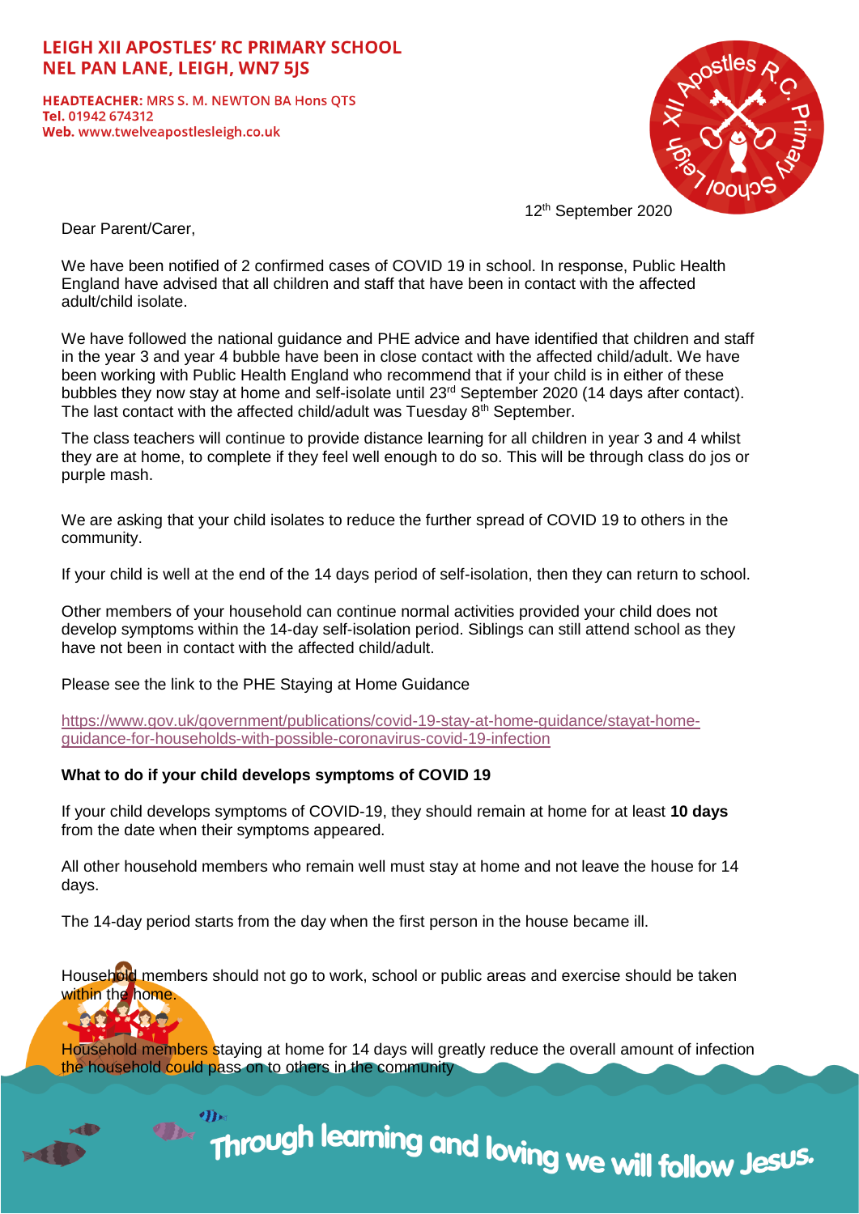**LEIGH XII APOSTLES' RC PRIMARY SCHOOL**
**NEL PAN LANE, LEIGH, WN7 5JS**

**HEADTEACHER:** MRS S. M. NEWTON BA Hons QTS
**Tel.** 01942 674312
**Web.** www.twelveapostlesleigh.co.uk

12th September 2020

Dear Parent/Carer,

We have been notified of 2 confirmed cases of COVID 19 in school. In response, Public Health England have advised that all children and staff that have been in contact with the affected adult/child isolate.

We have followed the national guidance and PHE advice and have identified that children and staff in the year 3 and year 4 bubble have been in close contact with the affected child/adult. We have been working with Public Health England who recommend that if your child is in either of these bubbles they now stay at home and self-isolate until 23rd September 2020 (14 days after contact). The last contact with the affected child/adult was Tuesday 8th September.

The class teachers will continue to provide distance learning for all children in year 3 and 4 whilst they are at home, to complete if they feel well enough to do so. This will be through class do jos or purple mash.

We are asking that your child isolates to reduce the further spread of COVID 19 to others in the community.

If your child is well at the end of the 14 days period of self-isolation, then they can return to school.

Other members of your household can continue normal activities provided your child does not develop symptoms within the 14-day self-isolation period. Siblings can still attend school as they have not been in contact with the affected child/adult.

Please see the link to the PHE Staying at Home Guidance

https://www.gov.uk/government/publications/covid-19-stay-at-home-guidance/stayat-home-guidance-for-households-with-possible-coronavirus-covid-19-infection

**What to do if your child develops symptoms of COVID 19**

If your child develops symptoms of COVID-19, they should remain at home for at least **10 days** from the date when their symptoms appeared.

All other household members who remain well must stay at home and not leave the house for 14 days.

The 14-day period starts from the day when the first person in the house became ill.

Household members should not go to work, school or public areas and exercise should be taken within the home.

Household members staying at home for 14 days will greatly reduce the overall amount of infection the household could pass on to others in the community

Through learning and loving we will follow Jesus.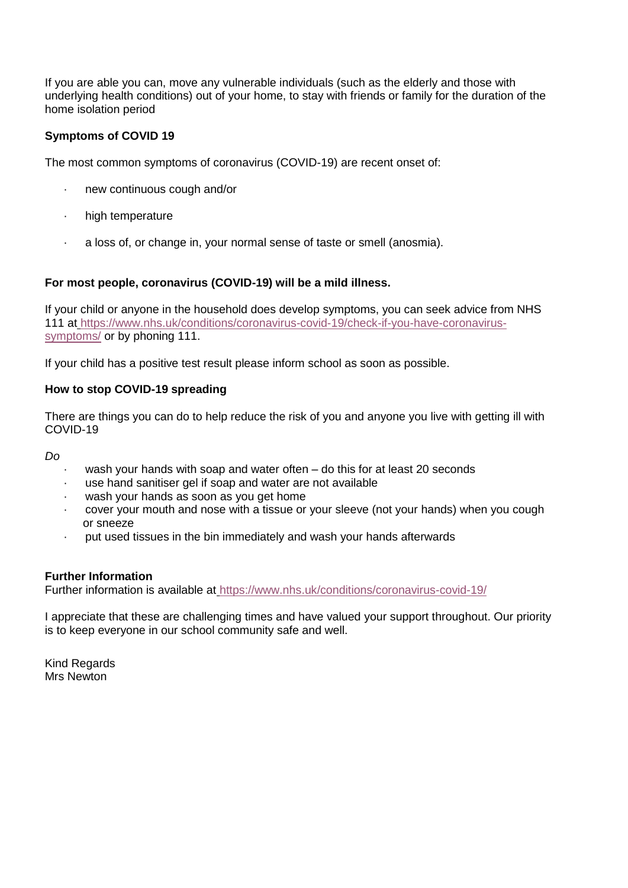If you are able you can, move any vulnerable individuals (such as the elderly and those with underlying health conditions) out of your home, to stay with friends or family for the duration of the home isolation period

**Symptoms of COVID 19**

The most common symptoms of coronavirus (COVID-19) are recent onset of:

- new continuous cough and/or
- high temperature
- a loss of, or change in, your normal sense of taste or smell (anosmia).

**For most people, coronavirus (COVID-19) will be a mild illness.**

If your child or anyone in the household does develop symptoms, you can seek advice from NHS 111 at https://www.nhs.uk/conditions/coronavirus-covid-19/check-if-you-have-coronavirus-symptoms/ or by phoning 111.

If your child has a positive test result please inform school as soon as possible.

**How to stop COVID-19 spreading**

There are things you can do to help reduce the risk of you and anyone you live with getting ill with COVID-19

*Do*

- wash your hands with soap and water often – do this for at least 20 seconds
- use hand sanitiser gel if soap and water are not available
- wash your hands as soon as you get home
- cover your mouth and nose with a tissue or your sleeve (not your hands) when you cough or sneeze
- put used tissues in the bin immediately and wash your hands afterwards

**Further Information**

Further information is available at https://www.nhs.uk/conditions/coronavirus-covid-19/

I appreciate that these are challenging times and have valued your support throughout. Our priority is to keep everyone in our school community safe and well.

Kind Regards
Mrs Newton